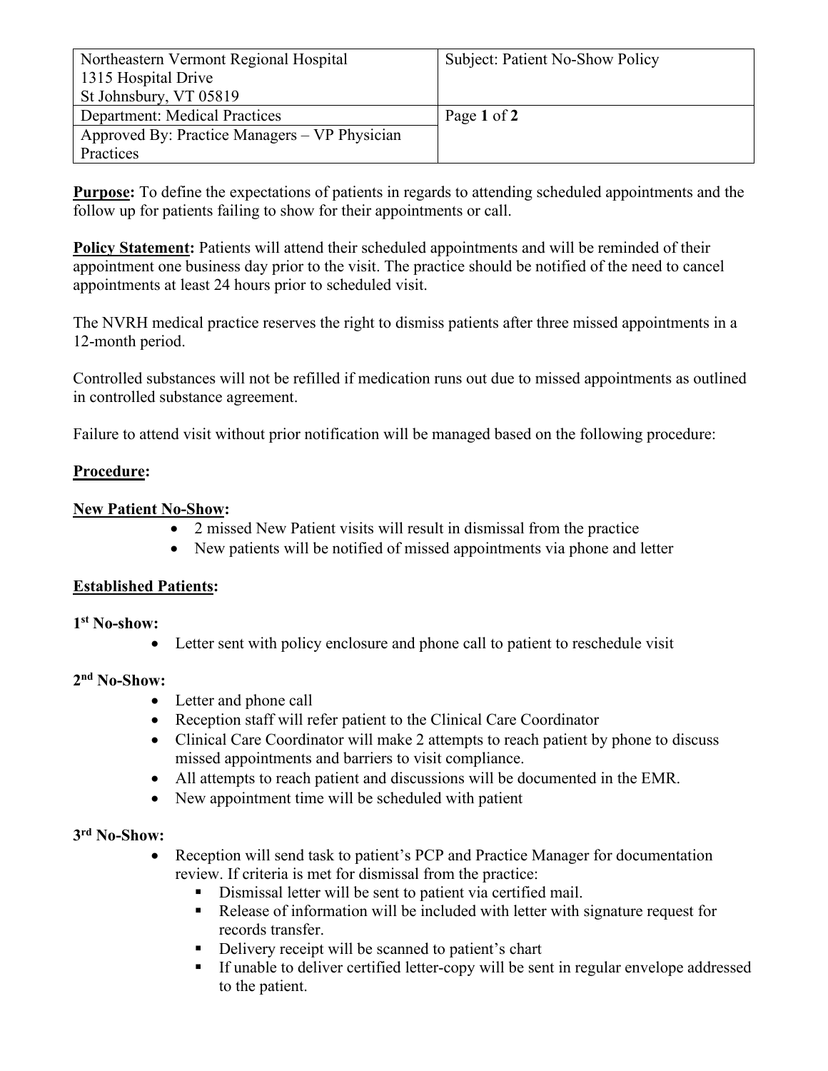| Northeastern Vermont Regional Hospital<br>1315 Hospital Drive<br>St Johnsbury, VT 05819 | Subject: Patient No-Show Policy |
| --- | --- |
| Department: Medical Practices | Page **1** of **2** |
| Approved By: Practice Managers – VP Physician Practices | |

**Purpose:** To define the expectations of patients in regards to attending scheduled appointments and the follow up for patients failing to show for their appointments or call.

**Policy Statement:** Patients will attend their scheduled appointments and will be reminded of their appointment one business day prior to the visit. The practice should be notified of the need to cancel appointments at least 24 hours prior to scheduled visit.

The NVRH medical practice reserves the right to dismiss patients after three missed appointments in a 12-month period.

Controlled substances will not be refilled if medication runs out due to missed appointments as outlined in controlled substance agreement.

Failure to attend visit without prior notification will be managed based on the following procedure:

**Procedure:**

**New Patient No-Show:**

- 2 missed New Patient visits will result in dismissal from the practice
- New patients will be notified of missed appointments via phone and letter

**Established Patients:**

**1st No-show:**

- Letter sent with policy enclosure and phone call to patient to reschedule visit

**2nd No-Show:**

- Letter and phone call
- Reception staff will refer patient to the Clinical Care Coordinator
- Clinical Care Coordinator will make 2 attempts to reach patient by phone to discuss missed appointments and barriers to visit compliance.
- All attempts to reach patient and discussions will be documented in the EMR.
- New appointment time will be scheduled with patient

**3rd No-Show:**

- Reception will send task to patient's PCP and Practice Manager for documentation review. If criteria is met for dismissal from the practice:
  - Dismissal letter will be sent to patient via certified mail.
  - Release of information will be included with letter with signature request for records transfer.
  - Delivery receipt will be scanned to patient's chart
  - If unable to deliver certified letter-copy will be sent in regular envelope addressed to the patient.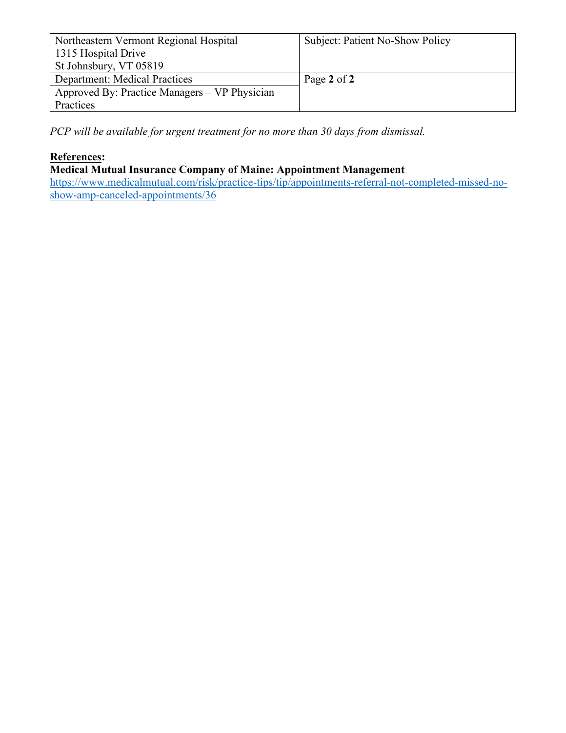*PCP will be available for urgent treatment for no more than 30 days from dismissal.*

**References:**

**Medical Mutual Insurance Company of Maine: Appointment Management**

[https://www.medicalmutual.com/risk/practice-tips/tip/appointments-referral-not-completed-missed-no-show-amp-canceled-appointments/36](https://www.medicalmutual.com/risk/practice-tips/tip/appointments-referral-not-completed-missed-no-show-amp-canceled-appointments/36)